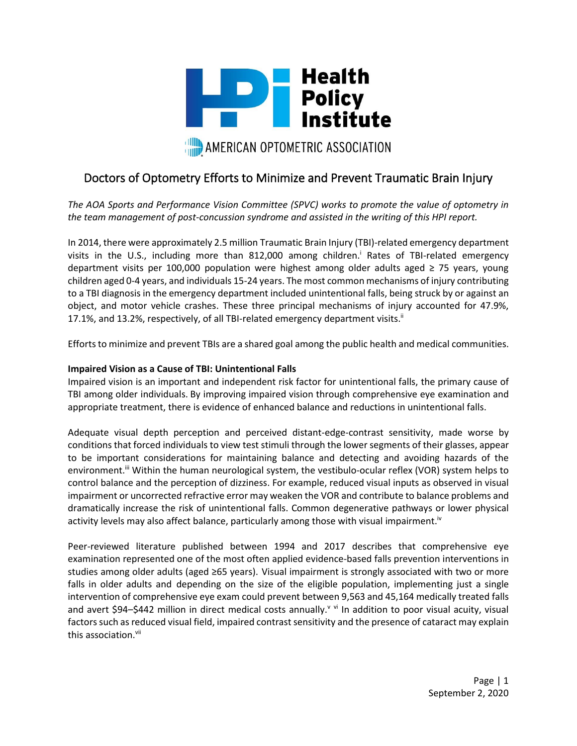Health Policy Institute

AMERICAN OPTOMETRIC ASSOCIATION

# Doctors of Optometry Efforts to Minimize and Prevent Traumatic Brain Injury

*The AOA Sports and Performance Vision Committee (SPVC) works to promote the value of optometry in the team management of post-concussion syndrome and assisted in the writing of this HPI report.*

In 2014, there were approximately 2.5 million Traumatic Brain Injury (TBI)-related emergency department visits in the U.S., including more than 812,000 among children.[i] Rates of TBI-related emergency department visits per 100,000 population were highest among older adults aged ≥ 75 years, young children aged 0-4 years, and individuals 15-24 years. The most common mechanisms of injury contributing to a TBI diagnosis in the emergency department included unintentional falls, being struck by or against an object, and motor vehicle crashes. These three principal mechanisms of injury accounted for 47.9%, 17.1%, and 13.2%, respectively, of all TBI-related emergency department visits.[ii]

Efforts to minimize and prevent TBIs are a shared goal among the public health and medical communities.

**Impaired Vision as a Cause of TBI: Unintentional Falls**

Impaired vision is an important and independent risk factor for unintentional falls, the primary cause of TBI among older individuals. By improving impaired vision through comprehensive eye examination and appropriate treatment, there is evidence of enhanced balance and reductions in unintentional falls.

Adequate visual depth perception and perceived distant-edge-contrast sensitivity, made worse by conditions that forced individuals to view test stimuli through the lower segments of their glasses, appear to be important considerations for maintaining balance and detecting and avoiding hazards of the environment.[iii] Within the human neurological system, the vestibulo-ocular reflex (VOR) system helps to control balance and the perception of dizziness. For example, reduced visual inputs as observed in visual impairment or uncorrected refractive error may weaken the VOR and contribute to balance problems and dramatically increase the risk of unintentional falls. Common degenerative pathways or lower physical activity levels may also affect balance, particularly among those with visual impairment.[iv]

Peer-reviewed literature published between 1994 and 2017 describes that comprehensive eye examination represented one of the most often applied evidence-based falls prevention interventions in studies among older adults (aged ≥65 years). Visual impairment is strongly associated with two or more falls in older adults and depending on the size of the eligible population, implementing just a single intervention of comprehensive eye exam could prevent between 9,563 and 45,164 medically treated falls and avert $94–$442 million in direct medical costs annually.[v] [vi] In addition to poor visual acuity, visual factors such as reduced visual field, impaired contrast sensitivity and the presence of cataract may explain this association.[vii]

September 2, 2020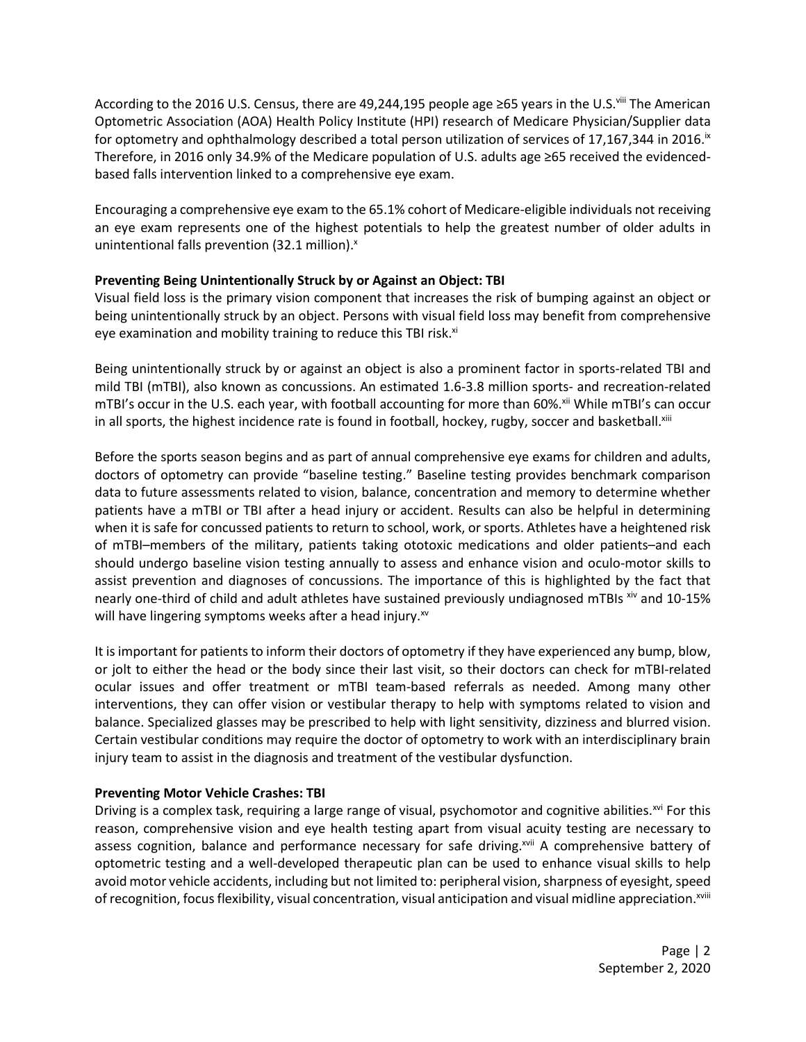According to the 2016 U.S. Census, there are 49,244,195 people age ≥65 years in the U.S.[viii] The American Optometric Association (AOA) Health Policy Institute (HPI) research of Medicare Physician/Supplier data for optometry and ophthalmology described a total person utilization of services of 17,167,344 in 2016.[ix] Therefore, in 2016 only 34.9% of the Medicare population of U.S. adults age ≥65 received the evidenced-based falls intervention linked to a comprehensive eye exam.

Encouraging a comprehensive eye exam to the 65.1% cohort of Medicare-eligible individuals not receiving an eye exam represents one of the highest potentials to help the greatest number of older adults in unintentional falls prevention (32.1 million).[x]

**Preventing Being Unintentionally Struck by or Against an Object: TBI**

Visual field loss is the primary vision component that increases the risk of bumping against an object or being unintentionally struck by an object. Persons with visual field loss may benefit from comprehensive eye examination and mobility training to reduce this TBI risk.[xi]

Being unintentionally struck by or against an object is also a prominent factor in sports-related TBI and mild TBI (mTBI), also known as concussions. An estimated 1.6-3.8 million sports- and recreation-related mTBI's occur in the U.S. each year, with football accounting for more than 60%.[xii] While mTBI's can occur in all sports, the highest incidence rate is found in football, hockey, rugby, soccer and basketball.[xiii]

Before the sports season begins and as part of annual comprehensive eye exams for children and adults, doctors of optometry can provide "baseline testing." Baseline testing provides benchmark comparison data to future assessments related to vision, balance, concentration and memory to determine whether patients have a mTBI or TBI after a head injury or accident. Results can also be helpful in determining when it is safe for concussed patients to return to school, work, or sports. Athletes have a heightened risk of mTBI–members of the military, patients taking ototoxic medications and older patients–and each should undergo baseline vision testing annually to assess and enhance vision and oculo-motor skills to assist prevention and diagnoses of concussions. The importance of this is highlighted by the fact that nearly one-third of child and adult athletes have sustained previously undiagnosed mTBIs [xiv] and 10-15% will have lingering symptoms weeks after a head injury.[xv]

It is important for patients to inform their doctors of optometry if they have experienced any bump, blow, or jolt to either the head or the body since their last visit, so their doctors can check for mTBI-related ocular issues and offer treatment or mTBI team-based referrals as needed. Among many other interventions, they can offer vision or vestibular therapy to help with symptoms related to vision and balance. Specialized glasses may be prescribed to help with light sensitivity, dizziness and blurred vision. Certain vestibular conditions may require the doctor of optometry to work with an interdisciplinary brain injury team to assist in the diagnosis and treatment of the vestibular dysfunction.

**Preventing Motor Vehicle Crashes: TBI**

Driving is a complex task, requiring a large range of visual, psychomotor and cognitive abilities.[xvi] For this reason, comprehensive vision and eye health testing apart from visual acuity testing are necessary to assess cognition, balance and performance necessary for safe driving.[xvii] A comprehensive battery of optometric testing and a well-developed therapeutic plan can be used to enhance visual skills to help avoid motor vehicle accidents, including but not limited to: peripheral vision, sharpness of eyesight, speed of recognition, focus flexibility, visual concentration, visual anticipation and visual midline appreciation.[xviii]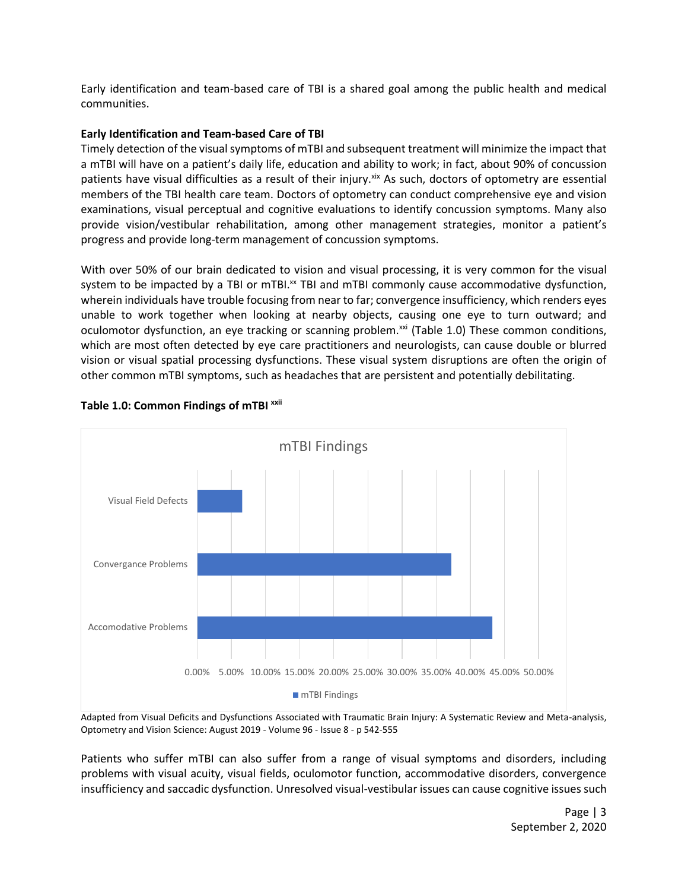Early identification and team-based care of TBI is a shared goal among the public health and medical communities.

**Early Identification and Team-based Care of TBI**

Timely detection of the visual symptoms of mTBI and subsequent treatment will minimize the impact that a mTBI will have on a patient's daily life, education and ability to work; in fact, about 90% of concussion patients have visual difficulties as a result of their injury.[xix] As such, doctors of optometry are essential members of the TBI health care team. Doctors of optometry can conduct comprehensive eye and vision examinations, visual perceptual and cognitive evaluations to identify concussion symptoms. Many also provide vision/vestibular rehabilitation, among other management strategies, monitor a patient's progress and provide long-term management of concussion symptoms.

With over 50% of our brain dedicated to vision and visual processing, it is very common for the visual system to be impacted by a TBI or mTBI.[xx] TBI and mTBI commonly cause accommodative dysfunction, wherein individuals have trouble focusing from near to far; convergence insufficiency, which renders eyes unable to work together when looking at nearby objects, causing one eye to turn outward; and oculomotor dysfunction, an eye tracking or scanning problem.[xxi] (Table 1.0) These common conditions, which are most often detected by eye care practitioners and neurologists, can cause double or blurred vision or visual spatial processing dysfunctions. These visual system disruptions are often the origin of other common mTBI symptoms, such as headaches that are persistent and potentially debilitating.

**Table 1.0: Common Findings of mTBI [xxii]**

mTBI Findings

Visual Field Defects

Convergance Problems

Accomodative Problems

0.00% 5.00% 10.00% 15.00% 20.00% 25.00% 30.00% 35.00% 40.00% 45.00% 50.00%

mTBI Findings

Adapted from Visual Deficits and Dysfunctions Associated with Traumatic Brain Injury: A Systematic Review and Meta-analysis, Optometry and Vision Science: August 2019 - Volume 96 - Issue 8 - p 542-555

Patients who suffer mTBI can also suffer from a range of visual symptoms and disorders, including problems with visual acuity, visual fields, oculomotor function, accommodative disorders, convergence insufficiency and saccadic dysfunction. Unresolved visual-vestibular issues can cause cognitive issues such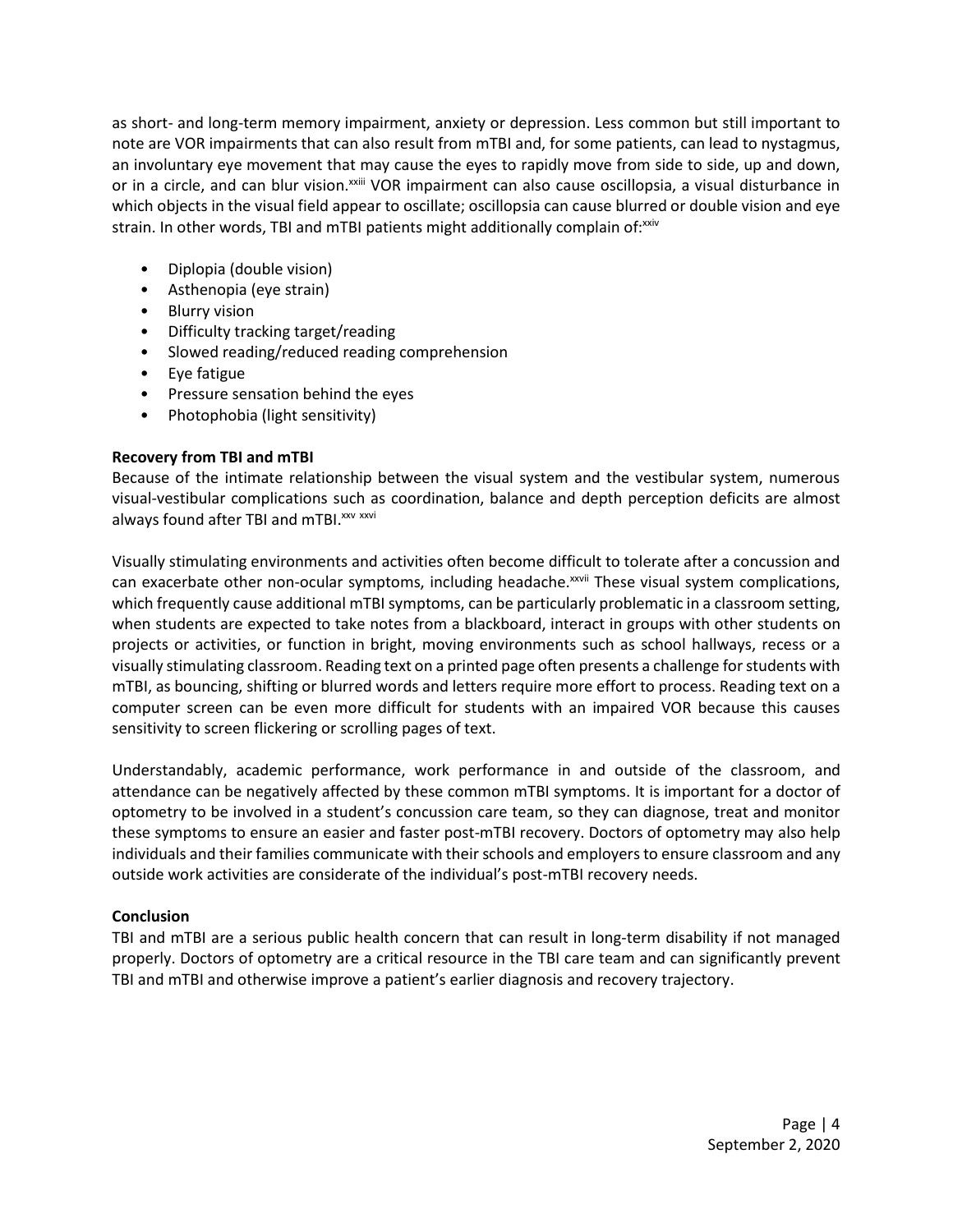as short- and long-term memory impairment, anxiety or depression. Less common but still important to note are VOR impairments that can also result from mTBI and, for some patients, can lead to nystagmus, an involuntary eye movement that may cause the eyes to rapidly move from side to side, up and down, or in a circle, and can blur vision.[xxiii] VOR impairment can also cause oscillopsia, a visual disturbance in which objects in the visual field appear to oscillate; oscillopsia can cause blurred or double vision and eye strain. In other words, TBI and mTBI patients might additionally complain of:[xxiv]

- Diplopia (double vision)
- Asthenopia (eye strain)
- Blurry vision
- Difficulty tracking target/reading
- Slowed reading/reduced reading comprehension
- Eye fatigue
- Pressure sensation behind the eyes
- Photophobia (light sensitivity)

**Recovery from TBI and mTBI**

Because of the intimate relationship between the visual system and the vestibular system, numerous visual-vestibular complications such as coordination, balance and depth perception deficits are almost always found after TBI and mTBI.[xxv] [xxvi]

Visually stimulating environments and activities often become difficult to tolerate after a concussion and can exacerbate other non-ocular symptoms, including headache.[xxvii] These visual system complications, which frequently cause additional mTBI symptoms, can be particularly problematic in a classroom setting, when students are expected to take notes from a blackboard, interact in groups with other students on projects or activities, or function in bright, moving environments such as school hallways, recess or a visually stimulating classroom. Reading text on a printed page often presents a challenge for students with mTBI, as bouncing, shifting or blurred words and letters require more effort to process. Reading text on a computer screen can be even more difficult for students with an impaired VOR because this causes sensitivity to screen flickering or scrolling pages of text.

Understandably, academic performance, work performance in and outside of the classroom, and attendance can be negatively affected by these common mTBI symptoms. It is important for a doctor of optometry to be involved in a student's concussion care team, so they can diagnose, treat and monitor these symptoms to ensure an easier and faster post-mTBI recovery. Doctors of optometry may also help individuals and their families communicate with their schools and employers to ensure classroom and any outside work activities are considerate of the individual's post-mTBI recovery needs.

**Conclusion**

TBI and mTBI are a serious public health concern that can result in long-term disability if not managed properly. Doctors of optometry are a critical resource in the TBI care team and can significantly prevent TBI and mTBI and otherwise improve a patient's earlier diagnosis and recovery trajectory.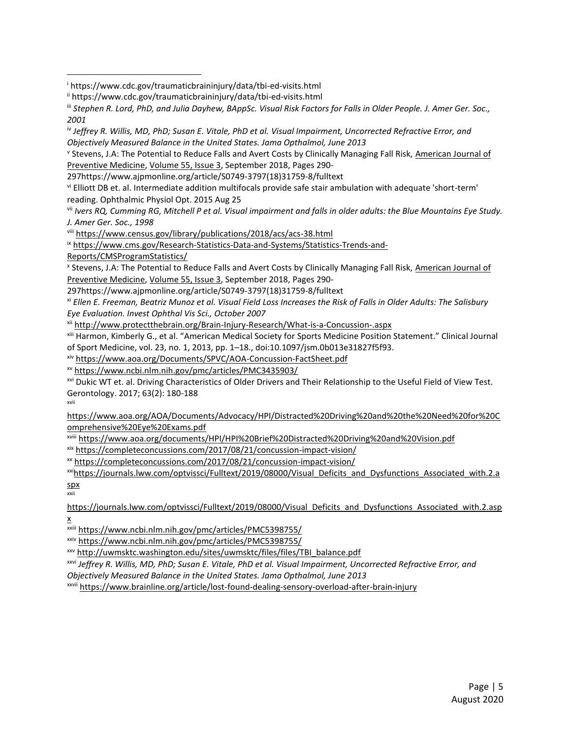[i] https://www.cdc.gov/traumaticbraininjury/data/tbi-ed-visits.html

[ii] https://www.cdc.gov/traumaticbraininjury/data/tbi-ed-visits.html

[iii] *Stephen R. Lord, PhD, and Julia Dayhew, BAppSc. Visual Risk Factors for Falls in Older People. J. Amer Ger. Soc., 2001*

[iv] *Jeffrey R. Willis, MD, PhD; Susan E. Vitale, PhD et al. Visual Impairment, Uncorrected Refractive Error, and Objectively Measured Balance in the United States. Jama Opthalmol, June 2013*

[v] Stevens, J.A: The Potential to Reduce Falls and Avert Costs by Clinically Managing Fall Risk, American Journal of Preventive Medicine, Volume 55, Issue 3, September 2018, Pages 290-297https://www.ajpmonline.org/article/S0749-3797(18)31759-8/fulltext

[vi] Elliott DB et. al. Intermediate addition multifocals provide safe stair ambulation with adequate 'short-term' reading. Ophthalmic Physiol Opt. 2015 Aug 25

[vii] *Ivers RQ, Cumming RG, Mitchell P et al. Visual impairment and falls in older adults: the Blue Mountains Eye Study. J. Amer Ger. Soc., 1998*

[viii] https://www.census.gov/library/publications/2018/acs/acs-38.html

[ix] https://www.cms.gov/Research-Statistics-Data-and-Systems/Statistics-Trends-and-Reports/CMSProgramStatistics/

[x] Stevens, J.A: The Potential to Reduce Falls and Avert Costs by Clinically Managing Fall Risk, American Journal of Preventive Medicine, Volume 55, Issue 3, September 2018, Pages 290-297https://www.ajpmonline.org/article/S0749-3797(18)31759-8/fulltext

[xi] *Ellen E. Freeman, Beatriz Munoz et al. Visual Field Loss Increases the Risk of Falls in Older Adults: The Salisbury Eye Evaluation. Invest Ophthal Vis Sci., October 2007*

[xii] http://www.protectthebrain.org/Brain-Injury-Research/What-is-a-Concussion-.aspx

[xiii] Harmon, Kimberly G., et al. "American Medical Society for Sports Medicine Position Statement." Clinical Journal of Sport Medicine, vol. 23, no. 1, 2013, pp. 1–18., doi:10.1097/jsm.0b013e31827f5f93.

[xiv] https://www.aoa.org/Documents/SPVC/AOA-Concussion-FactSheet.pdf

[xv] https://www.ncbi.nlm.nih.gov/pmc/articles/PMC3435903/

[xvi] Dukic WT et. al. Driving Characteristics of Older Drivers and Their Relationship to the Useful Field of View Test. Gerontology. 2017; 63(2): 180-188

[xvii] https://www.aoa.org/AOA/Documents/Advocacy/HPI/Distracted%20Driving%20and%20the%20Need%20for%20Comprehensive%20Eye%20Exams.pdf

[xviii] https://www.aoa.org/documents/HPI/HPI%20Brief%20Distracted%20Driving%20and%20Vision.pdf

[xix] https://completeconcussions.com/2017/08/21/concussion-impact-vision/

[xx] https://completeconcussions.com/2017/08/21/concussion-impact-vision/

[xxi] https://journals.lww.com/optvissci/Fulltext/2019/08000/Visual_Deficits_and_Dysfunctions_Associated_with.2.aspx

[xxii] https://journals.lww.com/optvissci/Fulltext/2019/08000/Visual_Deficits_and_Dysfunctions_Associated_with.2.aspx

[xxiii] https://www.ncbi.nlm.nih.gov/pmc/articles/PMC5398755/

[xxiv] https://www.ncbi.nlm.nih.gov/pmc/articles/PMC5398755/

[xxv] http://uwmsktc.washington.edu/sites/uwmsktc/files/files/TBI_balance.pdf

[xxvi] *Jeffrey R. Willis, MD, PhD; Susan E. Vitale, PhD et al. Visual Impairment, Uncorrected Refractive Error, and Objectively Measured Balance in the United States. Jama Opthalmol, June 2013*

[xxvii] https://www.brainline.org/article/lost-found-dealing-sensory-overload-after-brain-injury